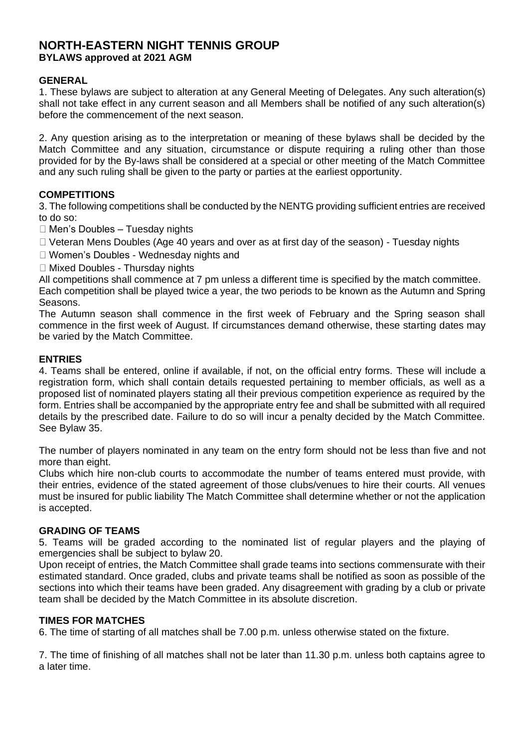# NORTH-EASTERN NIGHT TENNIS GROUP

**BYLAWS approved at 2021 AGM**

## GENERAL

1. These bylaws are subject to alteration at any General Meeting of Delegates. Any such alteration(s) shall not take effect in any current season and all Members shall be notified of any such alteration(s) before the commencement of the next season.

2. Any question arising as to the interpretation or meaning of these bylaws shall be decided by the Match Committee and any situation, circumstance or dispute requiring a ruling other than those provided for by the By-laws shall be considered at a special or other meeting of the Match Committee and any such ruling shall be given to the party or parties at the earliest opportunity.

## COMPETITIONS

3. The following competitions shall be conducted by the NENTG providing sufficient entries are received to do so:

- Men's Doubles – Tuesday nights
- Veteran Mens Doubles (Age 40 years and over as at first day of the season) - Tuesday nights
- Women's Doubles - Wednesday nights and
- Mixed Doubles - Thursday nights

All competitions shall commence at 7 pm unless a different time is specified by the match committee.

Each competition shall be played twice a year, the two periods to be known as the Autumn and Spring Seasons.

The Autumn season shall commence in the first week of February and the Spring season shall commence in the first week of August. If circumstances demand otherwise, these starting dates may be varied by the Match Committee.

## ENTRIES

4. Teams shall be entered, online if available, if not, on the official entry forms. These will include a registration form, which shall contain details requested pertaining to member officials, as well as a proposed list of nominated players stating all their previous competition experience as required by the form. Entries shall be accompanied by the appropriate entry fee and shall be submitted with all required details by the prescribed date. Failure to do so will incur a penalty decided by the Match Committee. See Bylaw 35.

The number of players nominated in any team on the entry form should not be less than five and not more than eight.

Clubs which hire non-club courts to accommodate the number of teams entered must provide, with their entries, evidence of the stated agreement of those clubs/venues to hire their courts. All venues must be insured for public liability The Match Committee shall determine whether or not the application is accepted.

## GRADING OF TEAMS

5. Teams will be graded according to the nominated list of regular players and the playing of emergencies shall be subject to bylaw 20.

Upon receipt of entries, the Match Committee shall grade teams into sections commensurate with their estimated standard. Once graded, clubs and private teams shall be notified as soon as possible of the sections into which their teams have been graded. Any disagreement with grading by a club or private team shall be decided by the Match Committee in its absolute discretion.

## TIMES FOR MATCHES

6. The time of starting of all matches shall be 7.00 p.m. unless otherwise stated on the fixture.

7. The time of finishing of all matches shall not be later than 11.30 p.m. unless both captains agree to a later time.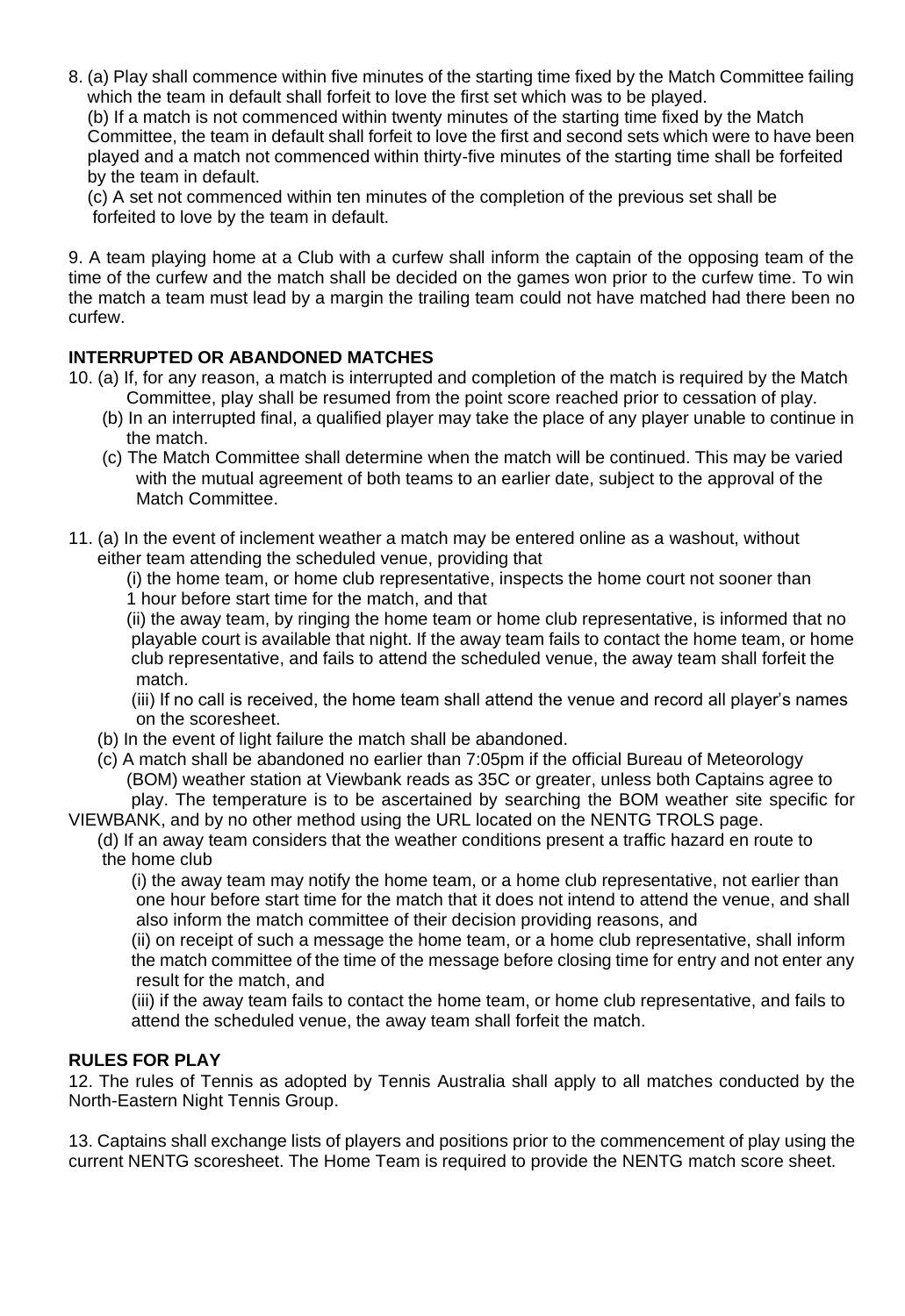8. (a) Play shall commence within five minutes of the starting time fixed by the Match Committee failing which the team in default shall forfeit to love the first set which was to be played.
   (b) If a match is not commenced within twenty minutes of the starting time fixed by the Match Committee, the team in default shall forfeit to love the first and second sets which were to have been played and a match not commenced within thirty-five minutes of the starting time shall be forfeited by the team in default.
   (c) A set not commenced within ten minutes of the completion of the previous set shall be forfeited to love by the team in default.

9. A team playing home at a Club with a curfew shall inform the captain of the opposing team of the time of the curfew and the match shall be decided on the games won prior to the curfew time. To win the match a team must lead by a margin the trailing team could not have matched had there been no curfew.

**INTERRUPTED OR ABANDONED MATCHES**

10. (a) If, for any reason, a match is interrupted and completion of the match is required by the Match Committee, play shall be resumed from the point score reached prior to cessation of play.
    (b) In an interrupted final, a qualified player may take the place of any player unable to continue in the match.
    (c) The Match Committee shall determine when the match will be continued. This may be varied with the mutual agreement of both teams to an earlier date, subject to the approval of the Match Committee.

11. (a) In the event of inclement weather a match may be entered online as a washout, without either team attending the scheduled venue, providing that
    (i) the home team, or home club representative, inspects the home court not sooner than 1 hour before start time for the match, and that
    (ii) the away team, by ringing the home team or home club representative, is informed that no playable court is available that night. If the away team fails to contact the home team, or home club representative, and fails to attend the scheduled venue, the away team shall forfeit the match.
    (iii) If no call is received, the home team shall attend the venue and record all player's names on the scoresheet.
    (b) In the event of light failure the match shall be abandoned.
    (c) A match shall be abandoned no earlier than 7:05pm if the official Bureau of Meteorology (BOM) weather station at Viewbank reads as 35C or greater, unless both Captains agree to play. The temperature is to be ascertained by searching the BOM weather site specific for VIEWBANK, and by no other method using the URL located on the NENTG TROLS page.
    (d) If an away team considers that the weather conditions present a traffic hazard en route to the home club
    (i) the away team may notify the home team, or a home club representative, not earlier than one hour before start time for the match that it does not intend to attend the venue, and shall also inform the match committee of their decision providing reasons, and
    (ii) on receipt of such a message the home team, or a home club representative, shall inform the match committee of the time of the message before closing time for entry and not enter any result for the match, and
    (iii) if the away team fails to contact the home team, or home club representative, and fails to attend the scheduled venue, the away team shall forfeit the match.

**RULES FOR PLAY**

12. The rules of Tennis as adopted by Tennis Australia shall apply to all matches conducted by the North-Eastern Night Tennis Group.

13. Captains shall exchange lists of players and positions prior to the commencement of play using the current NENTG scoresheet. The Home Team is required to provide the NENTG match score sheet.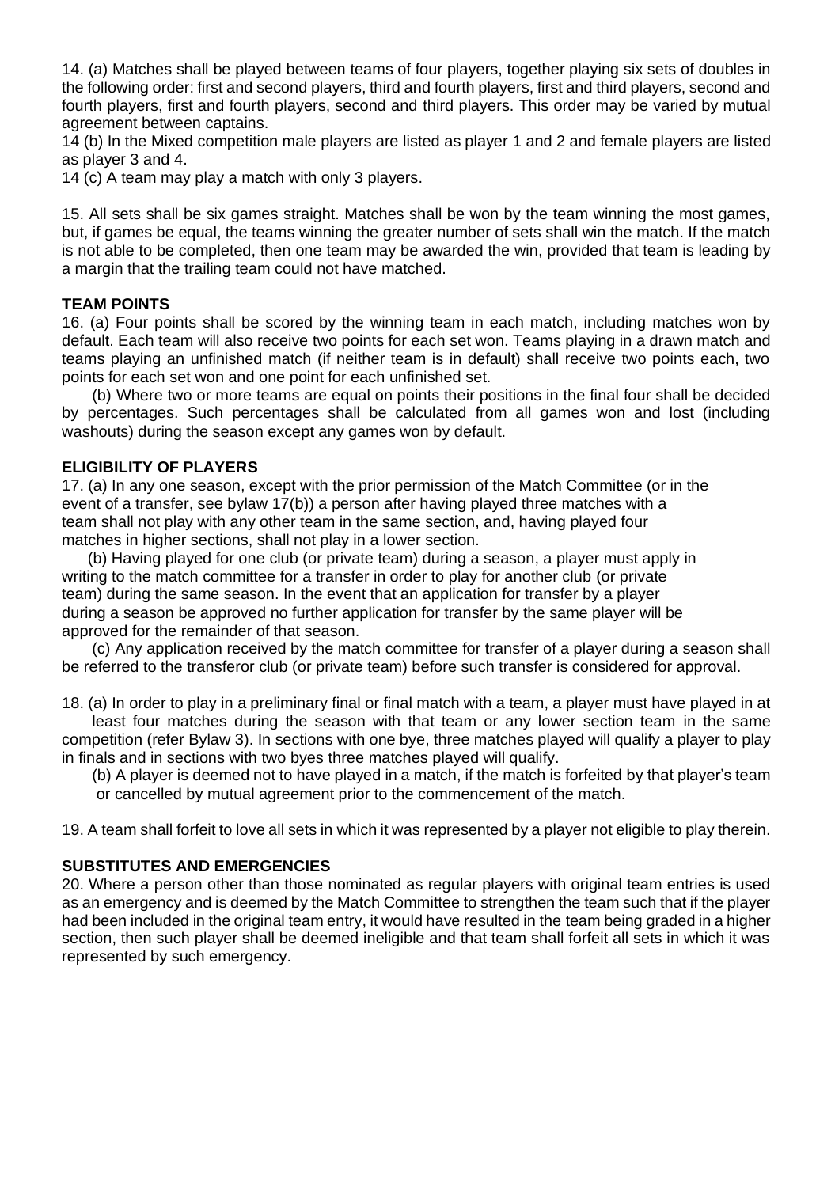14. (a) Matches shall be played between teams of four players, together playing six sets of doubles in the following order: first and second players, third and fourth players, first and third players, second and fourth players, first and fourth players, second and third players. This order may be varied by mutual agreement between captains.

14 (b) In the Mixed competition male players are listed as player 1 and 2 and female players are listed as player 3 and 4.

14 (c) A team may play a match with only 3 players.

15. All sets shall be six games straight. Matches shall be won by the team winning the most games, but, if games be equal, the teams winning the greater number of sets shall win the match. If the match is not able to be completed, then one team may be awarded the win, provided that team is leading by a margin that the trailing team could not have matched.

**TEAM POINTS**

16. (a) Four points shall be scored by the winning team in each match, including matches won by default. Each team will also receive two points for each set won. Teams playing in a drawn match and teams playing an unfinished match (if neither team is in default) shall receive two points each, two points for each set won and one point for each unfinished set.

(b) Where two or more teams are equal on points their positions in the final four shall be decided by percentages. Such percentages shall be calculated from all games won and lost (including washouts) during the season except any games won by default.

**ELIGIBILITY OF PLAYERS**

17. (a) In any one season, except with the prior permission of the Match Committee (or in the event of a transfer, see bylaw 17(b)) a person after having played three matches with a team shall not play with any other team in the same section, and, having played four matches in higher sections, shall not play in a lower section.

(b) Having played for one club (or private team) during a season, a player must apply in writing to the match committee for a transfer in order to play for another club (or private team) during the same season. In the event that an application for transfer by a player during a season be approved no further application for transfer by the same player will be approved for the remainder of that season.

(c) Any application received by the match committee for transfer of a player during a season shall be referred to the transferor club (or private team) before such transfer is considered for approval.

18. (a) In order to play in a preliminary final or final match with a team, a player must have played in at least four matches during the season with that team or any lower section team in the same competition (refer Bylaw 3). In sections with one bye, three matches played will qualify a player to play in finals and in sections with two byes three matches played will qualify.

(b) A player is deemed not to have played in a match, if the match is forfeited by that player's team or cancelled by mutual agreement prior to the commencement of the match.

19. A team shall forfeit to love all sets in which it was represented by a player not eligible to play therein.

**SUBSTITUTES AND EMERGENCIES**

20. Where a person other than those nominated as regular players with original team entries is used as an emergency and is deemed by the Match Committee to strengthen the team such that if the player had been included in the original team entry, it would have resulted in the team being graded in a higher section, then such player shall be deemed ineligible and that team shall forfeit all sets in which it was represented by such emergency.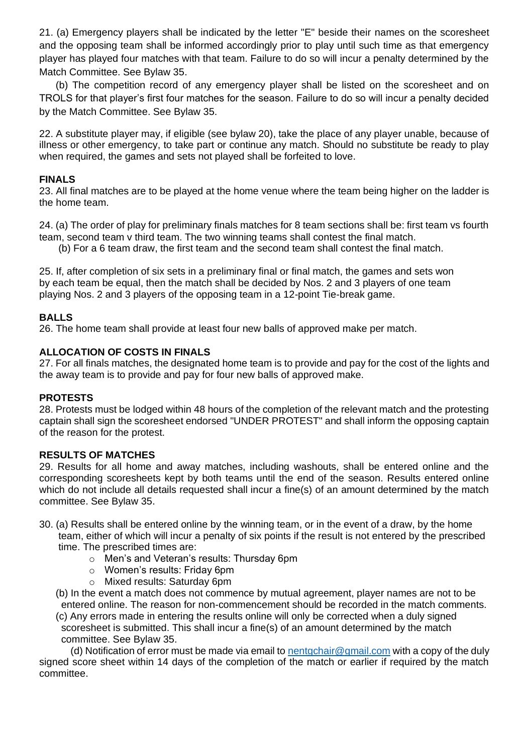21. (a) Emergency players shall be indicated by the letter "E" beside their names on the scoresheet and the opposing team shall be informed accordingly prior to play until such time as that emergency player has played four matches with that team. Failure to do so will incur a penalty determined by the Match Committee. See Bylaw 35.

(b) The competition record of any emergency player shall be listed on the scoresheet and on TROLS for that player's first four matches for the season. Failure to do so will incur a penalty decided by the Match Committee. See Bylaw 35.

22. A substitute player may, if eligible (see bylaw 20), take the place of any player unable, because of illness or other emergency, to take part or continue any match. Should no substitute be ready to play when required, the games and sets not played shall be forfeited to love.

**FINALS**

23. All final matches are to be played at the home venue where the team being higher on the ladder is the home team.

24. (a) The order of play for preliminary finals matches for 8 team sections shall be: first team vs fourth team, second team v third team. The two winning teams shall contest the final match.

(b) For a 6 team draw, the first team and the second team shall contest the final match.

25. If, after completion of six sets in a preliminary final or final match, the games and sets won by each team be equal, then the match shall be decided by Nos. 2 and 3 players of one team playing Nos. 2 and 3 players of the opposing team in a 12-point Tie-break game.

**BALLS**

26. The home team shall provide at least four new balls of approved make per match.

**ALLOCATION OF COSTS IN FINALS**

27. For all finals matches, the designated home team is to provide and pay for the cost of the lights and the away team is to provide and pay for four new balls of approved make.

**PROTESTS**

28. Protests must be lodged within 48 hours of the completion of the relevant match and the protesting captain shall sign the scoresheet endorsed "UNDER PROTEST" and shall inform the opposing captain of the reason for the protest.

**RESULTS OF MATCHES**

29. Results for all home and away matches, including washouts, shall be entered online and the corresponding scoresheets kept by both teams until the end of the season. Results entered online which do not include all details requested shall incur a fine(s) of an amount determined by the match committee. See Bylaw 35.

30. (a) Results shall be entered online by the winning team, or in the event of a draw, by the home team, either of which will incur a penalty of six points if the result is not entered by the prescribed time. The prescribed times are:

- Men's and Veteran's results: Thursday 6pm
- Women's results: Friday 6pm
- Mixed results: Saturday 6pm

(b) In the event a match does not commence by mutual agreement, player names are not to be entered online. The reason for non-commencement should be recorded in the match comments.

(c) Any errors made in entering the results online will only be corrected when a duly signed scoresheet is submitted. This shall incur a fine(s) of an amount determined by the match committee. See Bylaw 35.

(d) Notification of error must be made via email to nentgchair@gmail.com with a copy of the duly signed score sheet within 14 days of the completion of the match or earlier if required by the match committee.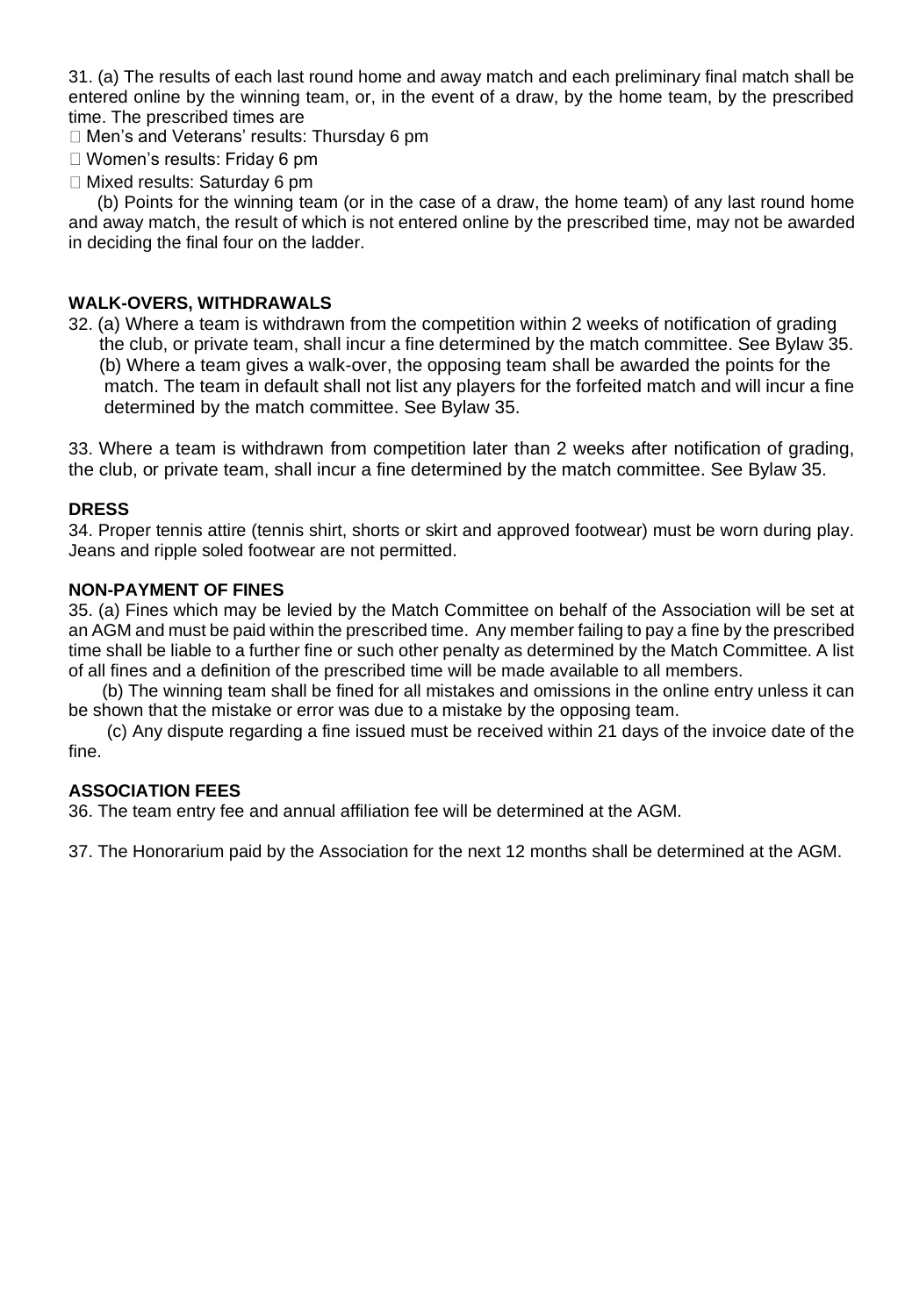31. (a) The results of each last round home and away match and each preliminary final match shall be entered online by the winning team, or, in the event of a draw, by the home team, by the prescribed time. The prescribed times are

- Men's and Veterans' results: Thursday 6 pm
- Women's results: Friday 6 pm
- Mixed results: Saturday 6 pm

(b) Points for the winning team (or in the case of a draw, the home team) of any last round home and away match, the result of which is not entered online by the prescribed time, may not be awarded in deciding the final four on the ladder.

**WALK-OVERS, WITHDRAWALS**

32. (a) Where a team is withdrawn from the competition within 2 weeks of notification of grading the club, or private team, shall incur a fine determined by the match committee. See Bylaw 35.

(b) Where a team gives a walk-over, the opposing team shall be awarded the points for the match. The team in default shall not list any players for the forfeited match and will incur a fine determined by the match committee. See Bylaw 35.

33. Where a team is withdrawn from competition later than 2 weeks after notification of grading, the club, or private team, shall incur a fine determined by the match committee. See Bylaw 35.

**DRESS**

34. Proper tennis attire (tennis shirt, shorts or skirt and approved footwear) must be worn during play. Jeans and ripple soled footwear are not permitted.

**NON-PAYMENT OF FINES**

35. (a) Fines which may be levied by the Match Committee on behalf of the Association will be set at an AGM and must be paid within the prescribed time. Any member failing to pay a fine by the prescribed time shall be liable to a further fine or such other penalty as determined by the Match Committee. A list of all fines and a definition of the prescribed time will be made available to all members.

(b) The winning team shall be fined for all mistakes and omissions in the online entry unless it can be shown that the mistake or error was due to a mistake by the opposing team.

(c) Any dispute regarding a fine issued must be received within 21 days of the invoice date of the fine.

**ASSOCIATION FEES**

36. The team entry fee and annual affiliation fee will be determined at the AGM.

37. The Honorarium paid by the Association for the next 12 months shall be determined at the AGM.